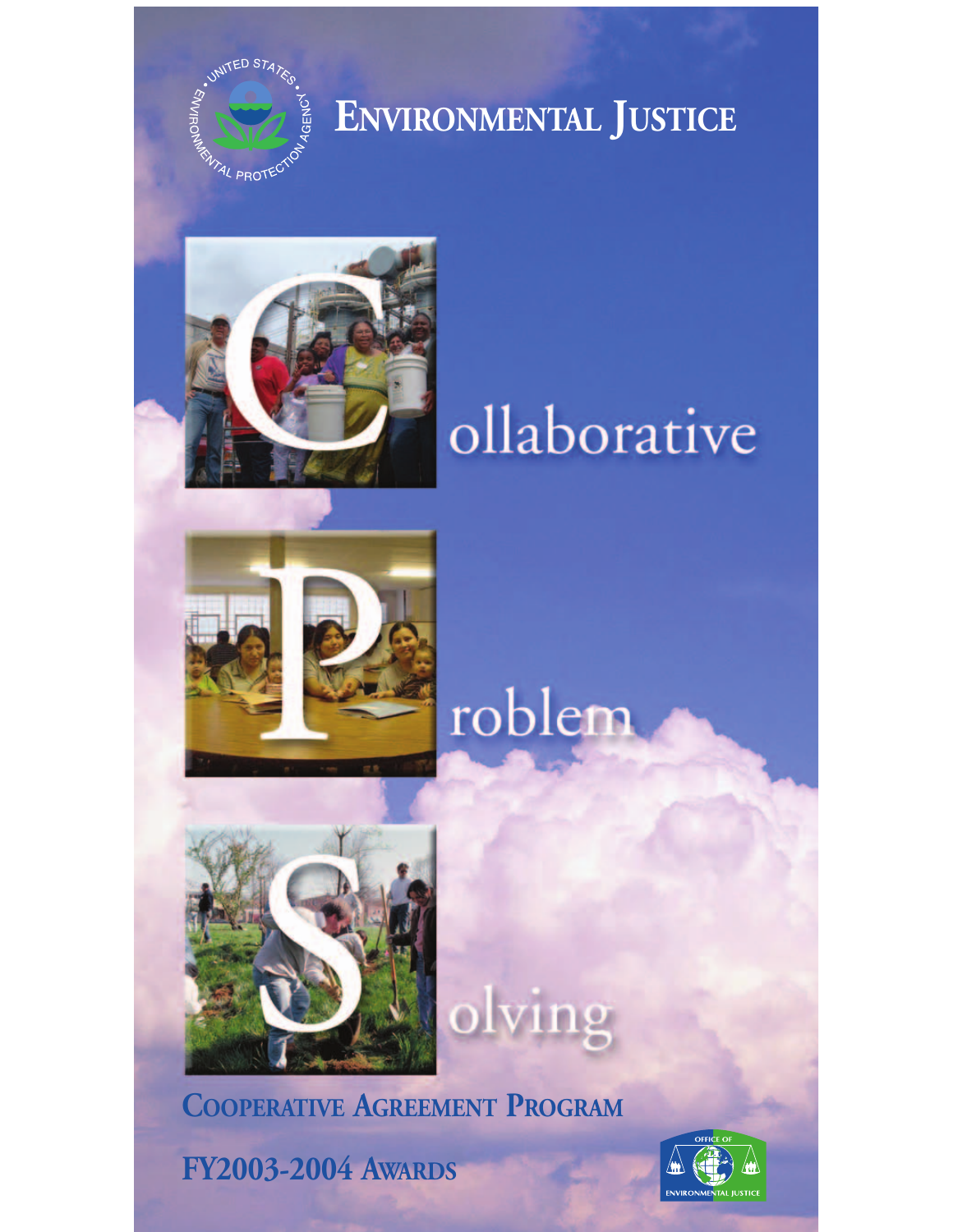# Environmental Justice

**C**ollaborative

**P**roblem

**S**olving

## Cooperative Agreement Program

## FY2003-2004 Awards

Office of Environmental Justice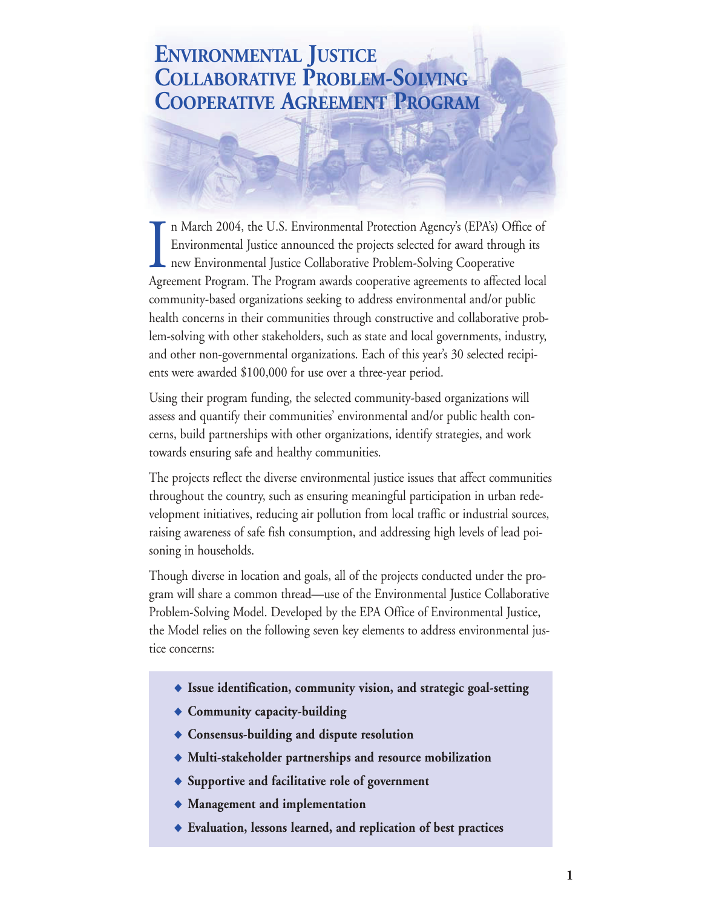# Environmental Justice Collaborative Problem-Solving Cooperative Agreement Program

In March 2004, the U.S. Environmental Protection Agency's (EPA's) Office of Environmental Justice announced the projects selected for award through its new Environmental Justice Collaborative Problem-Solving Cooperative Agreement Program. The Program awards cooperative agreements to affected local community-based organizations seeking to address environmental and/or public health concerns in their communities through constructive and collaborative problem-solving with other stakeholders, such as state and local governments, industry, and other non-governmental organizations. Each of this year's 30 selected recipients were awarded $100,000 for use over a three-year period.

Using their program funding, the selected community-based organizations will assess and quantify their communities' environmental and/or public health concerns, build partnerships with other organizations, identify strategies, and work towards ensuring safe and healthy communities.

The projects reflect the diverse environmental justice issues that affect communities throughout the country, such as ensuring meaningful participation in urban redevelopment initiatives, reducing air pollution from local traffic or industrial sources, raising awareness of safe fish consumption, and addressing high levels of lead poisoning in households.

Though diverse in location and goals, all of the projects conducted under the program will share a common thread—use of the Environmental Justice Collaborative Problem-Solving Model. Developed by the EPA Office of Environmental Justice, the Model relies on the following seven key elements to address environmental justice concerns:

- **Issue identification, community vision, and strategic goal-setting**
- **Community capacity-building**
- **Consensus-building and dispute resolution**
- **Multi-stakeholder partnerships and resource mobilization**
- **Supportive and facilitative role of government**
- **Management and implementation**
- **Evaluation, lessons learned, and replication of best practices**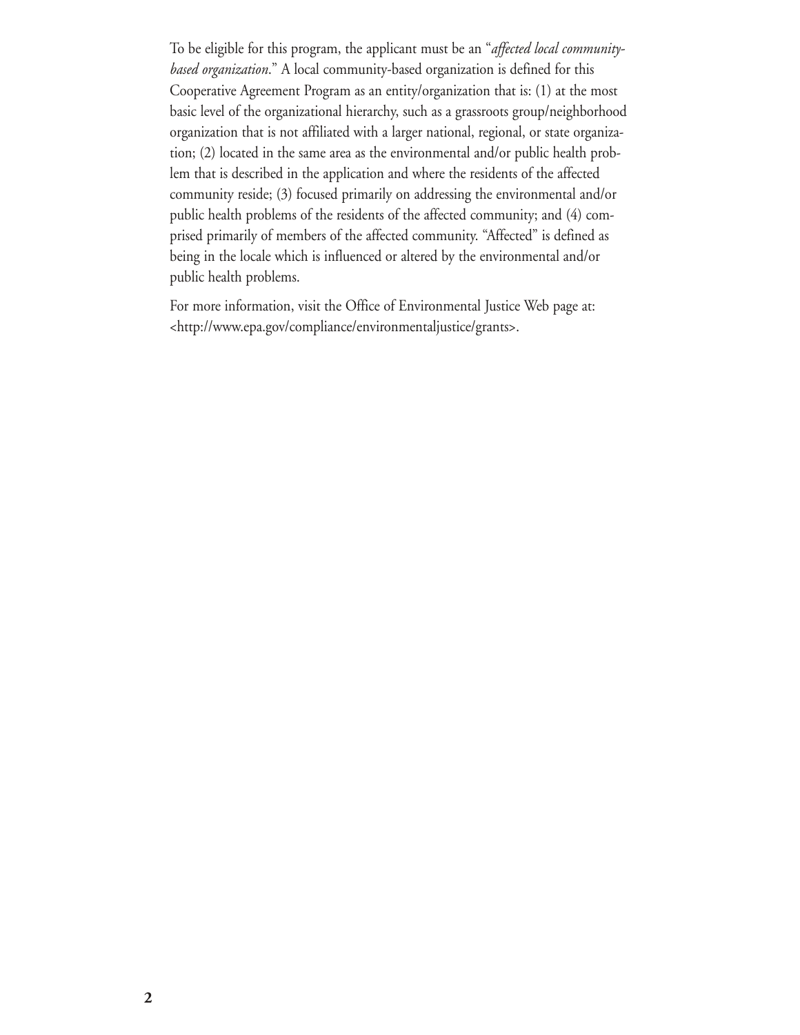To be eligible for this program, the applicant must be an "*affected local community-based organization*." A local community-based organization is defined for this Cooperative Agreement Program as an entity/organization that is: (1) at the most basic level of the organizational hierarchy, such as a grassroots group/neighborhood organization that is not affiliated with a larger national, regional, or state organization; (2) located in the same area as the environmental and/or public health problem that is described in the application and where the residents of the affected community reside; (3) focused primarily on addressing the environmental and/or public health problems of the residents of the affected community; and (4) comprised primarily of members of the affected community. "Affected" is defined as being in the locale which is influenced or altered by the environmental and/or public health problems.

For more information, visit the Office of Environmental Justice Web page at: <http://www.epa.gov/compliance/environmentaljustice/grants>.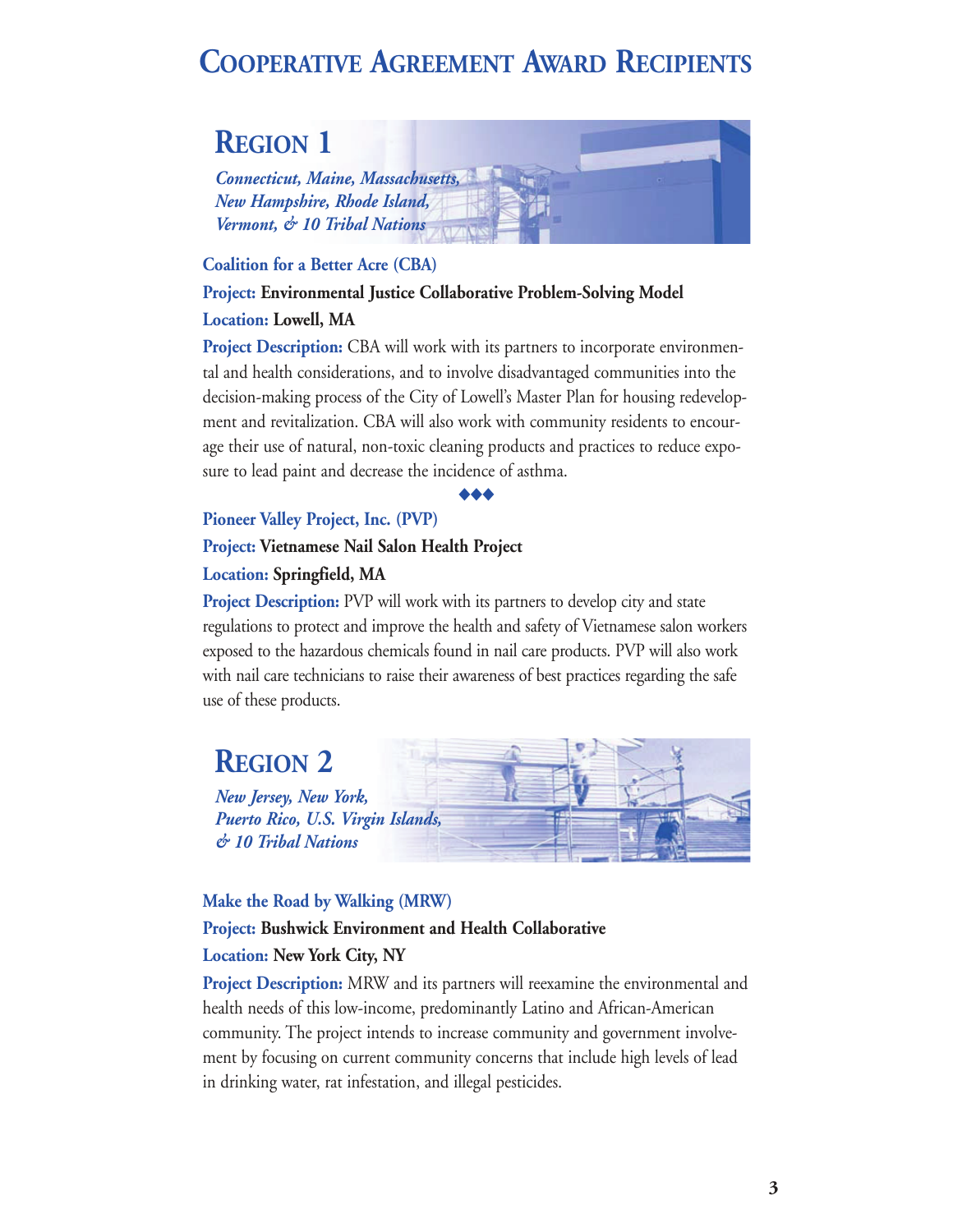# Cooperative Agreement Award Recipients

## Region 1

*Connecticut, Maine, Massachusetts, New Hampshire, Rhode Island, Vermont, & 10 Tribal Nations*

### Coalition for a Better Acre (CBA)

**Project: Environmental Justice Collaborative Problem-Solving Model**

**Location: Lowell, MA**

**Project Description:** CBA will work with its partners to incorporate environmental and health considerations, and to involve disadvantaged communities into the decision-making process of the City of Lowell's Master Plan for housing redevelopment and revitalization. CBA will also work with community residents to encourage their use of natural, non-toxic cleaning products and practices to reduce exposure to lead paint and decrease the incidence of asthma.

◆◆◆

### Pioneer Valley Project, Inc. (PVP)

**Project: Vietnamese Nail Salon Health Project**

**Location: Springfield, MA**

**Project Description:** PVP will work with its partners to develop city and state regulations to protect and improve the health and safety of Vietnamese salon workers exposed to the hazardous chemicals found in nail care products. PVP will also work with nail care technicians to raise their awareness of best practices regarding the safe use of these products.

## Region 2

*New Jersey, New York, Puerto Rico, U.S. Virgin Islands, & 10 Tribal Nations*

### Make the Road by Walking (MRW)

**Project: Bushwick Environment and Health Collaborative**

**Location: New York City, NY**

**Project Description:** MRW and its partners will reexamine the environmental and health needs of this low-income, predominantly Latino and African-American community. The project intends to increase community and government involvement by focusing on current community concerns that include high levels of lead in drinking water, rat infestation, and illegal pesticides.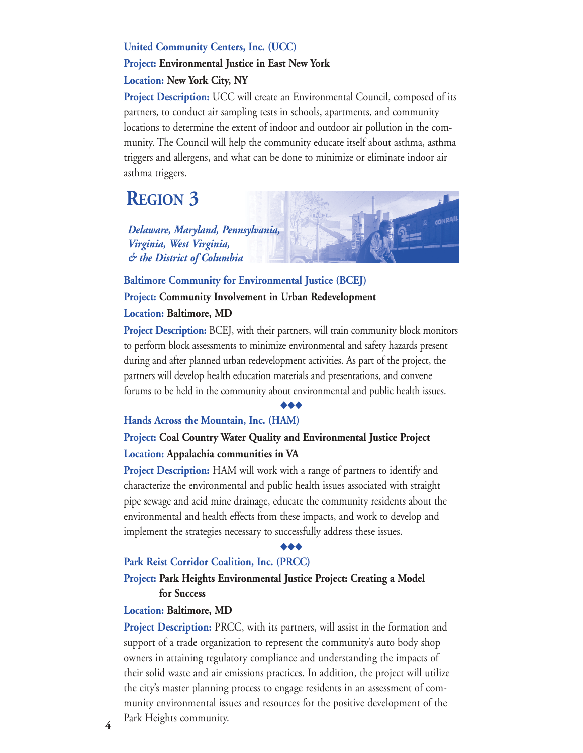**United Community Centers, Inc. (UCC)**

**Project:** **Environmental Justice in East New York**

**Location:** **New York City, NY**

**Project Description:** UCC will create an Environmental Council, composed of its partners, to conduct air sampling tests in schools, apartments, and community locations to determine the extent of indoor and outdoor air pollution in the community. The Council will help the community educate itself about asthma, asthma triggers and allergens, and what can be done to minimize or eliminate indoor air asthma triggers.

# REGION 3

***Delaware, Maryland, Pennsylvania, Virginia, West Virginia, & the District of Columbia***

**Baltimore Community for Environmental Justice (BCEJ)**

**Project:** **Community Involvement in Urban Redevelopment**

**Location:** **Baltimore, MD**

**Project Description:** BCEJ, with their partners, will train community block monitors to perform block assessments to minimize environmental and safety hazards present during and after planned urban redevelopment activities. As part of the project, the partners will develop health education materials and presentations, and convene forums to be held in the community about environmental and public health issues.

◆◆◆

**Hands Across the Mountain, Inc. (HAM)**

**Project:** **Coal Country Water Quality and Environmental Justice Project**

**Location:** **Appalachia communities in VA**

**Project Description:** HAM will work with a range of partners to identify and characterize the environmental and public health issues associated with straight pipe sewage and acid mine drainage, educate the community residents about the environmental and health effects from these impacts, and work to develop and implement the strategies necessary to successfully address these issues.

◆◆◆

**Park Reist Corridor Coalition, Inc. (PRCC)**

**Project:** **Park Heights Environmental Justice Project: Creating a Model for Success**

**Location:** **Baltimore, MD**

**Project Description:** PRCC, with its partners, will assist in the formation and support of a trade organization to represent the community's auto body shop owners in attaining regulatory compliance and understanding the impacts of their solid waste and air emissions practices. In addition, the project will utilize the city's master planning process to engage residents in an assessment of community environmental issues and resources for the positive development of the Park Heights community.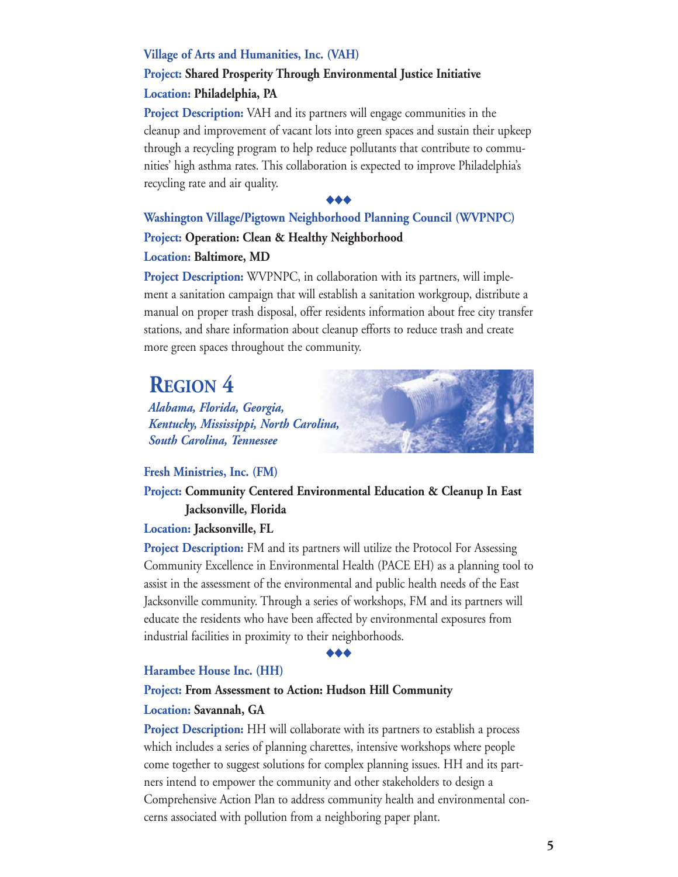**Village of Arts and Humanities, Inc. (VAH)**

**Project: Shared Prosperity Through Environmental Justice Initiative**

**Location: Philadelphia, PA**

**Project Description:** VAH and its partners will engage communities in the cleanup and improvement of vacant lots into green spaces and sustain their upkeep through a recycling program to help reduce pollutants that contribute to communities' high asthma rates. This collaboration is expected to improve Philadelphia's recycling rate and air quality.

◆◆◆

**Washington Village/Pigtown Neighborhood Planning Council (WVPNPC)**

**Project: Operation: Clean & Healthy Neighborhood**

**Location: Baltimore, MD**

**Project Description:** WVPNPC, in collaboration with its partners, will implement a sanitation campaign that will establish a sanitation workgroup, distribute a manual on proper trash disposal, offer residents information about free city transfer stations, and share information about cleanup efforts to reduce trash and create more green spaces throughout the community.

## Region 4

*Alabama, Florida, Georgia, Kentucky, Mississippi, North Carolina, South Carolina, Tennessee*

**Fresh Ministries, Inc. (FM)**

**Project: Community Centered Environmental Education & Cleanup In East Jacksonville, Florida**

**Location: Jacksonville, FL**

**Project Description:** FM and its partners will utilize the Protocol For Assessing Community Excellence in Environmental Health (PACE EH) as a planning tool to assist in the assessment of the environmental and public health needs of the East Jacksonville community. Through a series of workshops, FM and its partners will educate the residents who have been affected by environmental exposures from industrial facilities in proximity to their neighborhoods.

◆◆◆

**Harambee House Inc. (HH)**

**Project: From Assessment to Action: Hudson Hill Community**

**Location: Savannah, GA**

**Project Description:** HH will collaborate with its partners to establish a process which includes a series of planning charettes, intensive workshops where people come together to suggest solutions for complex planning issues. HH and its partners intend to empower the community and other stakeholders to design a Comprehensive Action Plan to address community health and environmental concerns associated with pollution from a neighboring paper plant.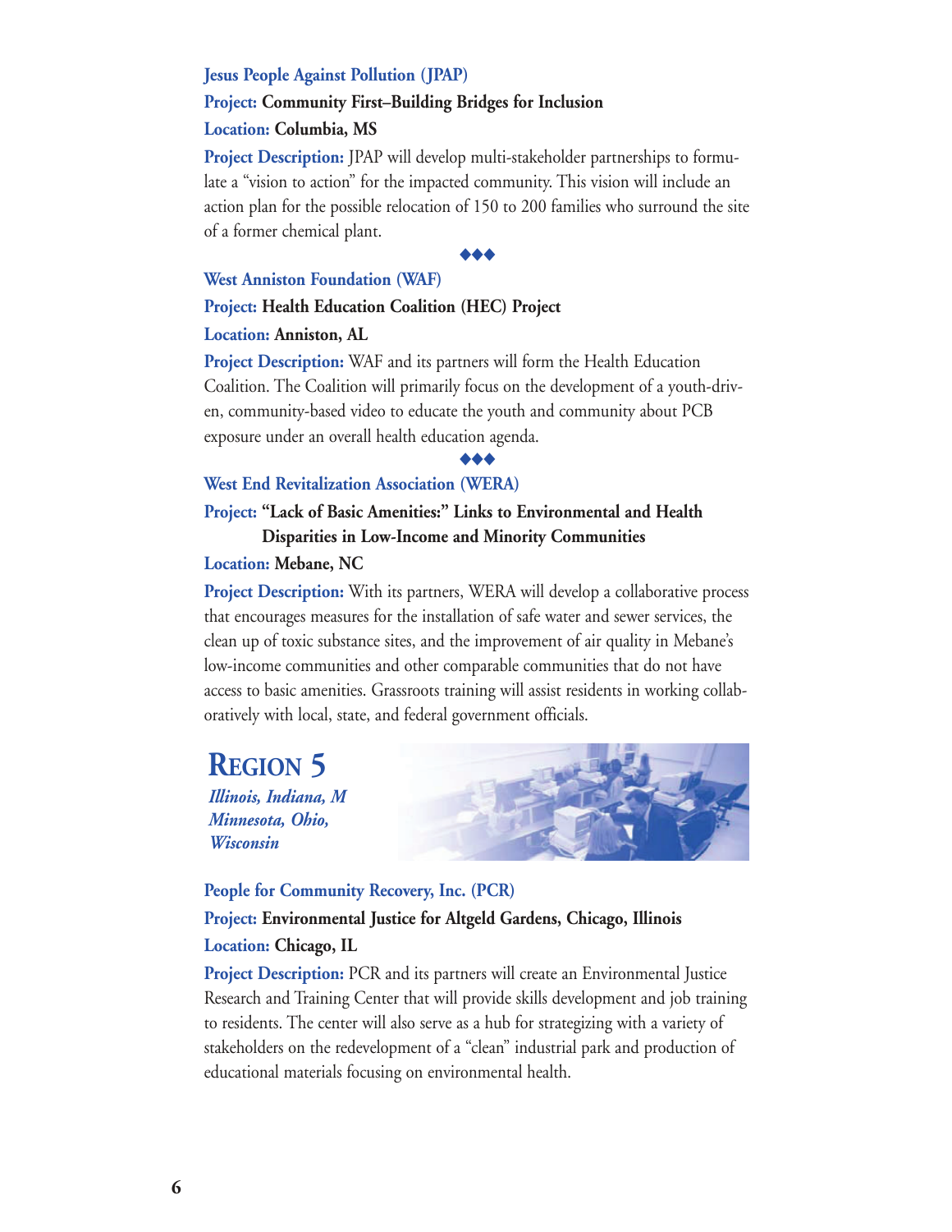### Jesus People Against Pollution (JPAP)

**Project: Community First–Building Bridges for Inclusion**

**Location: Columbia, MS**

**Project Description:** JPAP will develop multi-stakeholder partnerships to formulate a "vision to action" for the impacted community. This vision will include an action plan for the possible relocation of 150 to 200 families who surround the site of a former chemical plant.

◆◆◆

### West Anniston Foundation (WAF)

**Project: Health Education Coalition (HEC) Project**

**Location: Anniston, AL**

**Project Description:** WAF and its partners will form the Health Education Coalition. The Coalition will primarily focus on the development of a youth-driven, community-based video to educate the youth and community about PCB exposure under an overall health education agenda.

◆◆◆

### West End Revitalization Association (WERA)

**Project: "Lack of Basic Amenities:" Links to Environmental and Health Disparities in Low-Income and Minority Communities**

**Location: Mebane, NC**

**Project Description:** With its partners, WERA will develop a collaborative process that encourages measures for the installation of safe water and sewer services, the clean up of toxic substance sites, and the improvement of air quality in Mebane's low-income communities and other comparable communities that do not have access to basic amenities. Grassroots training will assist residents in working collaboratively with local, state, and federal government officials.

## Region 5

*Illinois, Indiana, M Minnesota, Ohio, Wisconsin*

### People for Community Recovery, Inc. (PCR)

**Project: Environmental Justice for Altgeld Gardens, Chicago, Illinois**

**Location: Chicago, IL**

**Project Description:** PCR and its partners will create an Environmental Justice Research and Training Center that will provide skills development and job training to residents. The center will also serve as a hub for strategizing with a variety of stakeholders on the redevelopment of a "clean" industrial park and production of educational materials focusing on environmental health.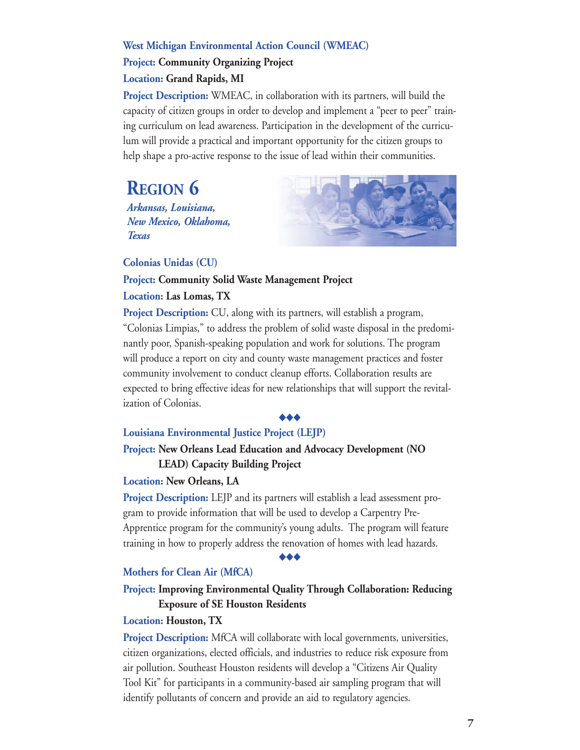### West Michigan Environmental Action Council (WMEAC)

**Project:** **Community Organizing Project**

**Location:** **Grand Rapids, MI**

**Project Description:** WMEAC, in collaboration with its partners, will build the capacity of citizen groups in order to develop and implement a "peer to peer" training curriculum on lead awareness. Participation in the development of the curriculum will provide a practical and important opportunity for the citizen groups to help shape a pro-active response to the issue of lead within their communities.

## REGION 6

*Arkansas, Louisiana, New Mexico, Oklahoma, Texas*

### Colonias Unidas (CU)

**Project:** **Community Solid Waste Management Project**

**Location:** **Las Lomas, TX**

**Project Description:** CU, along with its partners, will establish a program, "Colonias Limpias," to address the problem of solid waste disposal in the predominantly poor, Spanish-speaking population and work for solutions. The program will produce a report on city and county waste management practices and foster community involvement to conduct cleanup efforts. Collaboration results are expected to bring effective ideas for new relationships that will support the revitalization of Colonias.

◆◆◆

### Louisiana Environmental Justice Project (LEJP)

**Project:** **New Orleans Lead Education and Advocacy Development (NO LEAD) Capacity Building Project**

**Location:** **New Orleans, LA**

**Project Description:** LEJP and its partners will establish a lead assessment program to provide information that will be used to develop a Carpentry Pre-Apprentice program for the community's young adults. The program will feature training in how to properly address the renovation of homes with lead hazards.

◆◆◆

### Mothers for Clean Air (MfCA)

**Project:** **Improving Environmental Quality Through Collaboration: Reducing Exposure of SE Houston Residents**

**Location:** **Houston, TX**

**Project Description:** MfCA will collaborate with local governments, universities, citizen organizations, elected officials, and industries to reduce risk exposure from air pollution. Southeast Houston residents will develop a "Citizens Air Quality Tool Kit" for participants in a community-based air sampling program that will identify pollutants of concern and provide an aid to regulatory agencies.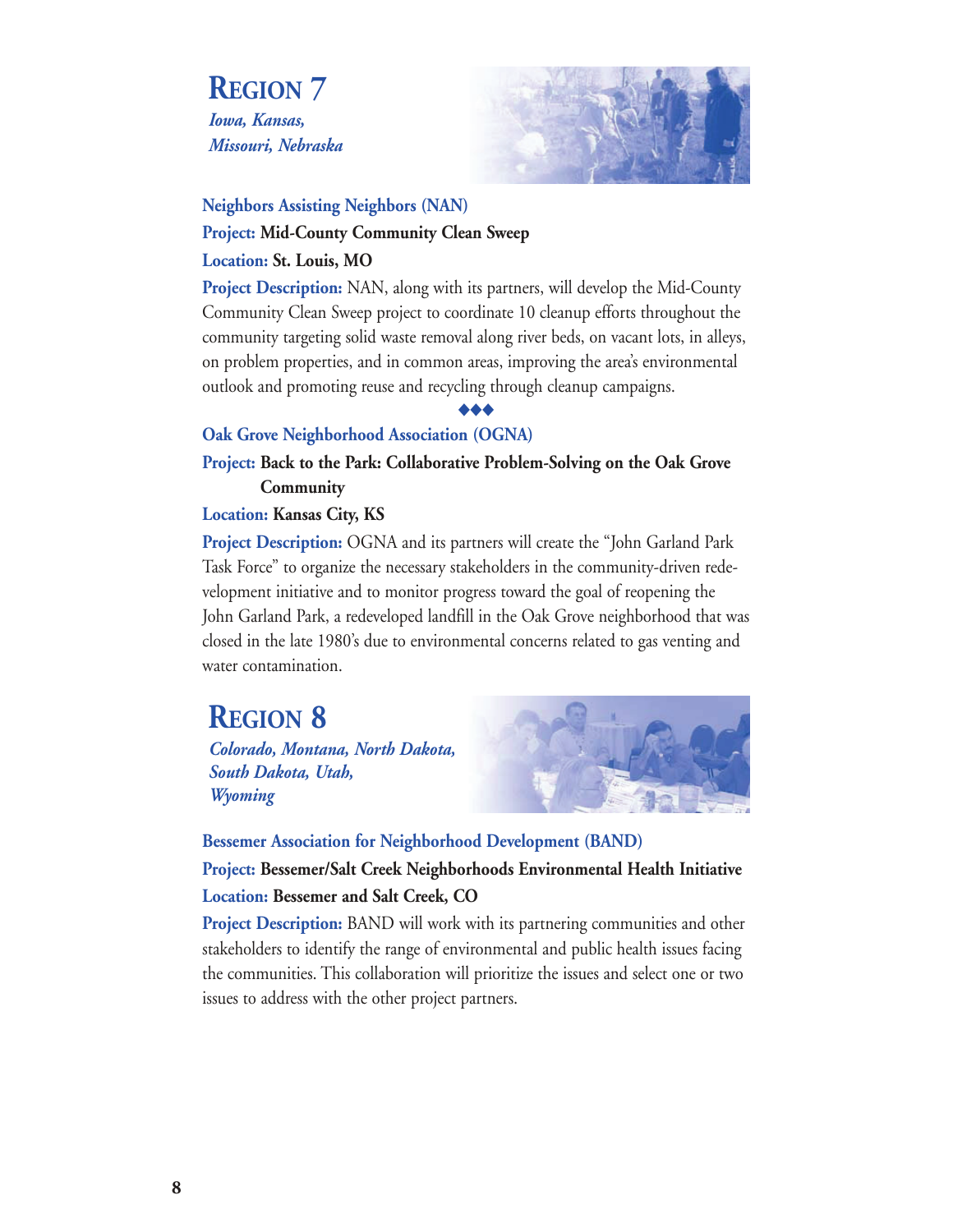# Region 7

*Iowa, Kansas, Missouri, Nebraska*

**Neighbors Assisting Neighbors (NAN)**

**Project: Mid-County Community Clean Sweep**

**Location: St. Louis, MO**

**Project Description:** NAN, along with its partners, will develop the Mid-County Community Clean Sweep project to coordinate 10 cleanup efforts throughout the community targeting solid waste removal along river beds, on vacant lots, in alleys, on problem properties, and in common areas, improving the area's environmental outlook and promoting reuse and recycling through cleanup campaigns.

◆◆◆

**Oak Grove Neighborhood Association (OGNA)**

**Project: Back to the Park: Collaborative Problem-Solving on the Oak Grove Community**

**Location: Kansas City, KS**

**Project Description:** OGNA and its partners will create the "John Garland Park Task Force" to organize the necessary stakeholders in the community-driven redevelopment initiative and to monitor progress toward the goal of reopening the John Garland Park, a redeveloped landfill in the Oak Grove neighborhood that was closed in the late 1980's due to environmental concerns related to gas venting and water contamination.

# Region 8

*Colorado, Montana, North Dakota, South Dakota, Utah, Wyoming*

**Bessemer Association for Neighborhood Development (BAND)**

**Project: Bessemer/Salt Creek Neighborhoods Environmental Health Initiative**

**Location: Bessemer and Salt Creek, CO**

**Project Description:** BAND will work with its partnering communities and other stakeholders to identify the range of environmental and public health issues facing the communities. This collaboration will prioritize the issues and select one or two issues to address with the other project partners.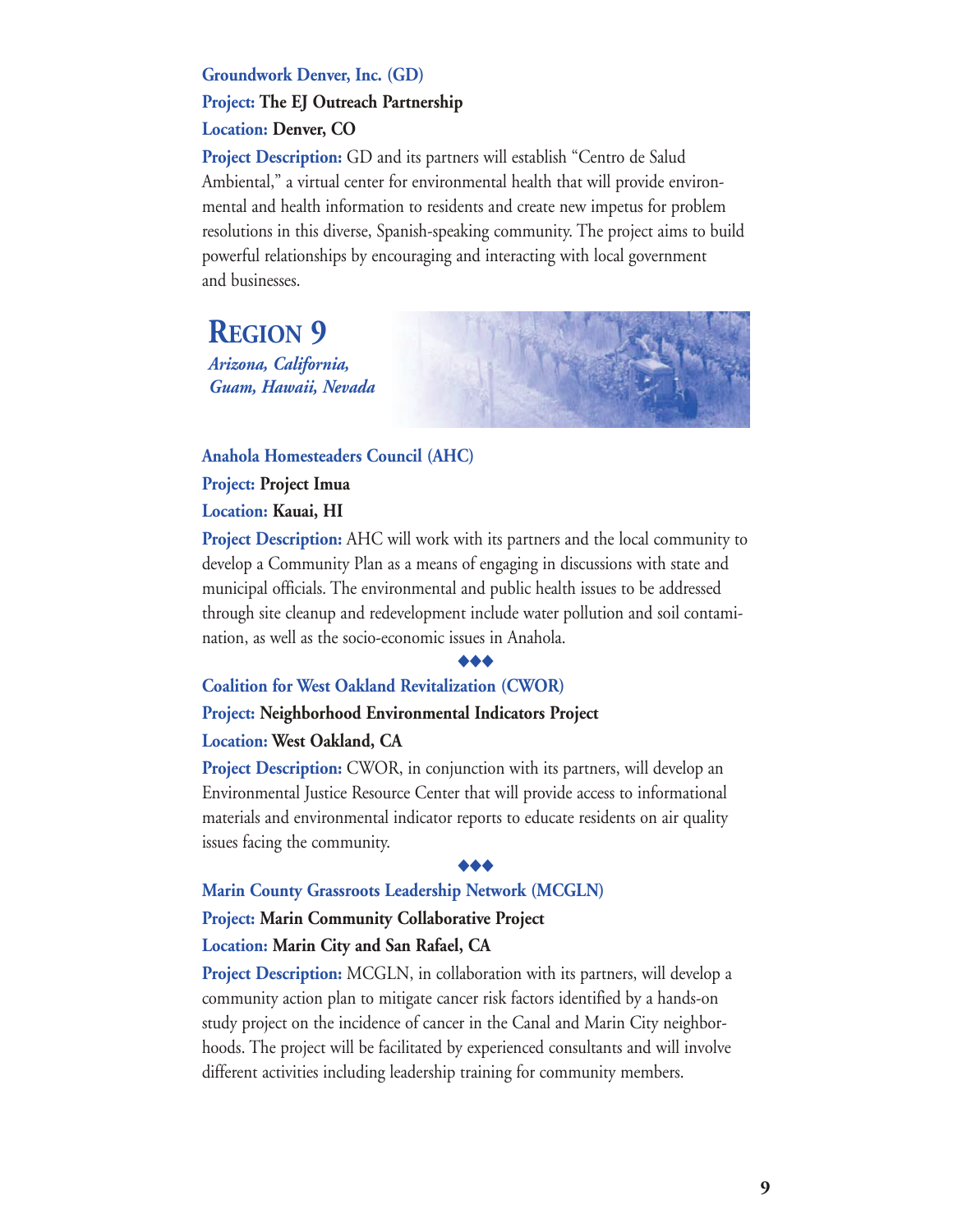**Groundwork Denver, Inc. (GD)**

**Project:** **The EJ Outreach Partnership**

**Location:** **Denver, CO**

**Project Description:** GD and its partners will establish "Centro de Salud Ambiental," a virtual center for environmental health that will provide environmental and health information to residents and create new impetus for problem resolutions in this diverse, Spanish-speaking community. The project aims to build powerful relationships by encouraging and interacting with local government and businesses.

# REGION 9

*Arizona, California, Guam, Hawaii, Nevada*

**Anahola Homesteaders Council (AHC)**

**Project:** **Project Imua**

**Location:** **Kauai, HI**

**Project Description:** AHC will work with its partners and the local community to develop a Community Plan as a means of engaging in discussions with state and municipal officials. The environmental and public health issues to be addressed through site cleanup and redevelopment include water pollution and soil contamination, as well as the socio-economic issues in Anahola.

◆◆◆

**Coalition for West Oakland Revitalization (CWOR)**

**Project:** **Neighborhood Environmental Indicators Project**

**Location:** **West Oakland, CA**

**Project Description:** CWOR, in conjunction with its partners, will develop an Environmental Justice Resource Center that will provide access to informational materials and environmental indicator reports to educate residents on air quality issues facing the community.

◆◆◆

**Marin County Grassroots Leadership Network (MCGLN)**

**Project:** **Marin Community Collaborative Project**

**Location:** **Marin City and San Rafael, CA**

**Project Description:** MCGLN, in collaboration with its partners, will develop a community action plan to mitigate cancer risk factors identified by a hands-on study project on the incidence of cancer in the Canal and Marin City neighborhoods. The project will be facilitated by experienced consultants and will involve different activities including leadership training for community members.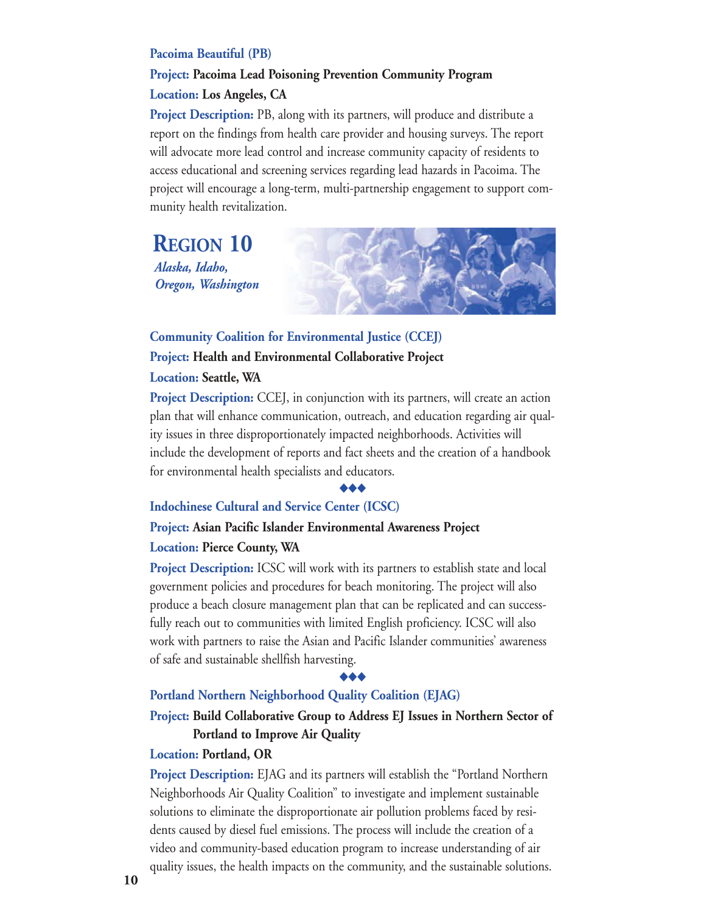**Pacoima Beautiful (PB)**

**Project: Pacoima Lead Poisoning Prevention Community Program**

**Location: Los Angeles, CA**

**Project Description:** PB, along with its partners, will produce and distribute a report on the findings from health care provider and housing surveys. The report will advocate more lead control and increase community capacity of residents to access educational and screening services regarding lead hazards in Pacoima. The project will encourage a long-term, multi-partnership engagement to support community health revitalization.

## REGION 10

*Alaska, Idaho, Oregon, Washington*

**Community Coalition for Environmental Justice (CCEJ)**

**Project: Health and Environmental Collaborative Project**

**Location: Seattle, WA**

**Project Description:** CCEJ, in conjunction with its partners, will create an action plan that will enhance communication, outreach, and education regarding air quality issues in three disproportionately impacted neighborhoods. Activities will include the development of reports and fact sheets and the creation of a handbook for environmental health specialists and educators.

◆◆◆

**Indochinese Cultural and Service Center (ICSC)**

**Project: Asian Pacific Islander Environmental Awareness Project**

**Location: Pierce County, WA**

**Project Description:** ICSC will work with its partners to establish state and local government policies and procedures for beach monitoring. The project will also produce a beach closure management plan that can be replicated and can successfully reach out to communities with limited English proficiency. ICSC will also work with partners to raise the Asian and Pacific Islander communities' awareness of safe and sustainable shellfish harvesting.

◆◆◆

**Portland Northern Neighborhood Quality Coalition (EJAG)**

**Project: Build Collaborative Group to Address EJ Issues in Northern Sector of Portland to Improve Air Quality**

**Location: Portland, OR**

**Project Description:** EJAG and its partners will establish the "Portland Northern Neighborhoods Air Quality Coalition" to investigate and implement sustainable solutions to eliminate the disproportionate air pollution problems faced by residents caused by diesel fuel emissions. The process will include the creation of a video and community-based education program to increase understanding of air quality issues, the health impacts on the community, and the sustainable solutions.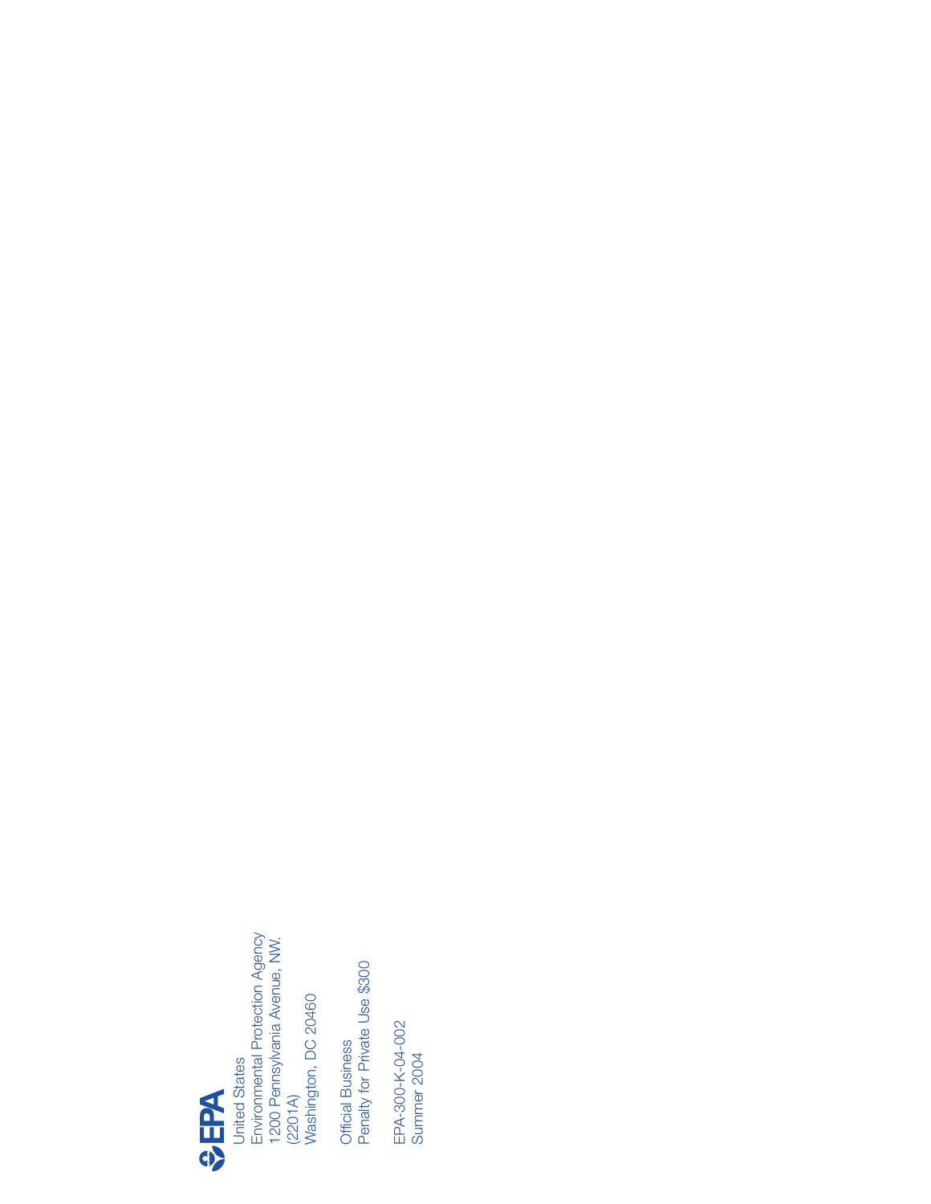EPA

United States
Environmental Protection Agency
1200 Pennsylvania Avenue, NW.
(2201A)
Washington, DC 20460

Official Business
Penalty for Private Use $300

EPA-300-K-04-002
Summer 2004